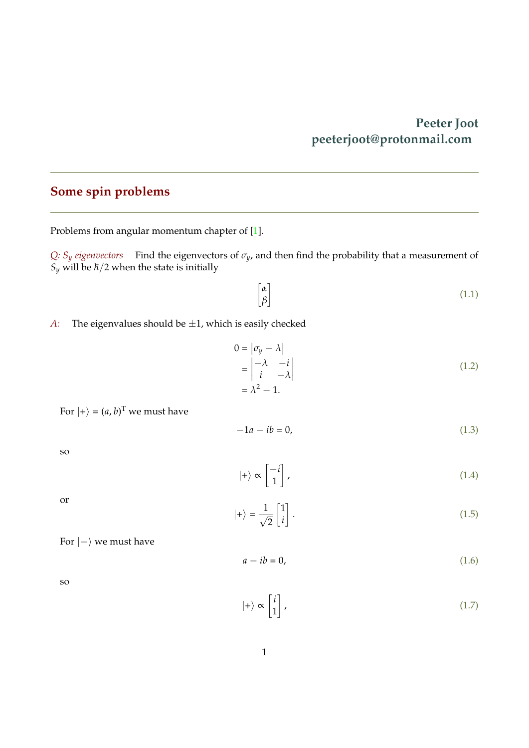**Peeter Joot**
**peeterjoot@protonmail.com**

---

## Some spin problems

---

Problems from angular momentum chapter of [1].

*Q: $S_y$ eigenvectors* Find the eigenvectors of $\sigma_y$, and then find the probability that a measurement of $S_y$ will be $\hbar/2$ when the state is initially

$$\begin{bmatrix} \alpha \\ \beta \end{bmatrix} \tag{1.1}$$

*A:* The eigenvalues should be $\pm 1$, which is easily checked

$$\begin{aligned} 0 &= \left|\sigma_y - \lambda\right| \\ &= \begin{vmatrix} -\lambda & -i \\ i & -\lambda \end{vmatrix} \\ &= \lambda^2 - 1. \end{aligned} \tag{1.2}$$

For $|+\rangle = (a, b)^\mathrm{T}$ we must have

$$-1a - ib = 0, \tag{1.3}$$

so

$$|+\rangle \propto \begin{bmatrix} -i \\ 1 \end{bmatrix}, \tag{1.4}$$

or

$$|+\rangle = \frac{1}{\sqrt{2}} \begin{bmatrix} 1 \\ i \end{bmatrix}. \tag{1.5}$$

For $|-\rangle$ we must have

$$a - ib = 0, \tag{1.6}$$

so

$$|+\rangle \propto \begin{bmatrix} i \\ 1 \end{bmatrix}, \tag{1.7}$$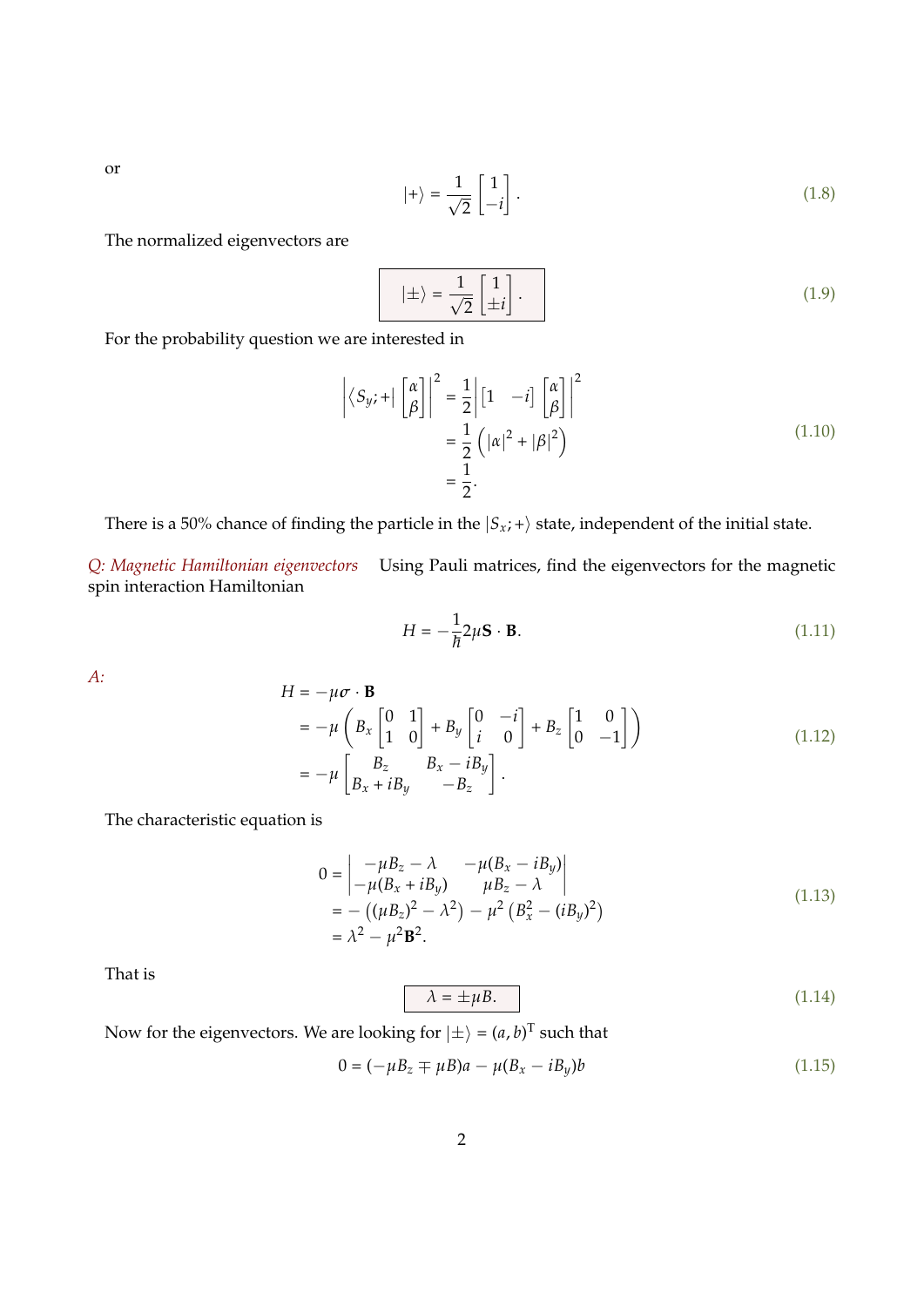or

$$
|+\rangle = \frac{1}{\sqrt{2}} \begin{bmatrix} 1 \\ -i \end{bmatrix}. \tag{1.8}
$$

The normalized eigenvectors are

$$
\boxed{|\pm\rangle = \frac{1}{\sqrt{2}} \begin{bmatrix} 1 \\ \pm i \end{bmatrix}.} \tag{1.9}
$$

For the probability question we are interested in

$$
\begin{aligned}
\left| \langle S_y; + | \begin{bmatrix} \alpha \\ \beta \end{bmatrix} \right|^2 &= \frac{1}{2} \left| \begin{bmatrix} 1 & -i \end{bmatrix} \begin{bmatrix} \alpha \\ \beta \end{bmatrix} \right|^2 \\
&= \frac{1}{2} \left( |\alpha|^2 + |\beta|^2 \right) \\
&= \frac{1}{2}.
\end{aligned} \tag{1.10}
$$

There is a 50% chance of finding the particle in the $|S_x; +\rangle$ state, independent of the initial state.

*Q: Magnetic Hamiltonian eigenvectors* Using Pauli matrices, find the eigenvectors for the magnetic spin interaction Hamiltonian

$$
H = -\frac{1}{\hbar} 2\mu \mathbf{S} \cdot \mathbf{B}. \tag{1.11}
$$

*A:*

$$
\begin{aligned}
H &= -\mu \boldsymbol{\sigma} \cdot \mathbf{B} \\
&= -\mu \left( B_x \begin{bmatrix} 0 & 1 \\ 1 & 0 \end{bmatrix} + B_y \begin{bmatrix} 0 & -i \\ i & 0 \end{bmatrix} + B_z \begin{bmatrix} 1 & 0 \\ 0 & -1 \end{bmatrix} \right) \\
&= -\mu \begin{bmatrix} B_z & B_x - iB_y \\ B_x + iB_y & -B_z \end{bmatrix}.
\end{aligned} \tag{1.12}
$$

The characteristic equation is

$$
\begin{aligned}
0 &= \begin{vmatrix} -\mu B_z - \lambda & -\mu(B_x - iB_y) \\ -\mu(B_x + iB_y) & \mu B_z - \lambda \end{vmatrix} \\
&= -\left( (\mu B_z)^2 - \lambda^2 \right) - \mu^2 \left( B_x^2 - (iB_y)^2 \right) \\
&= \lambda^2 - \mu^2 \mathbf{B}^2.
\end{aligned} \tag{1.13}
$$

That is

$$
\boxed{\lambda = \pm \mu B.} \tag{1.14}
$$

Now for the eigenvectors. We are looking for $|\pm\rangle = (a, b)^{\mathrm{T}}$ such that

$$
0 = (-\mu B_z \mp \mu B)a - \mu(B_x - iB_y)b \tag{1.15}
$$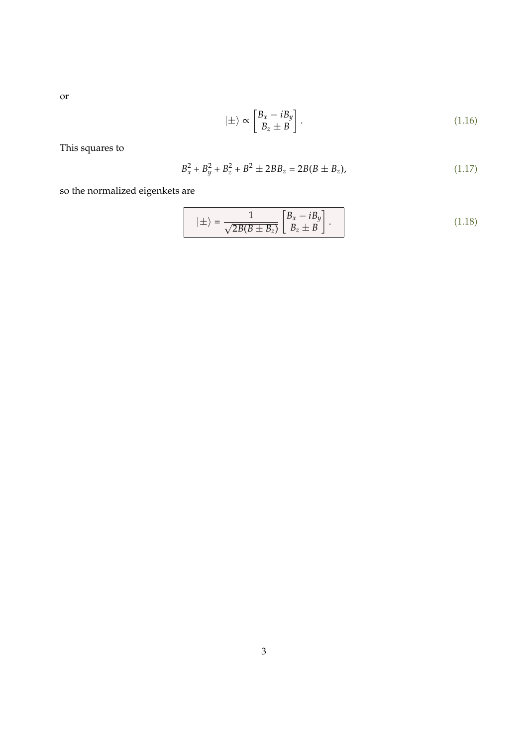or

$$|\pm\rangle \propto \begin{bmatrix} B_x - iB_y \\ B_z \pm B \end{bmatrix}. \tag{1.16}$$

This squares to

$$B_x^2 + B_y^2 + B_z^2 + B^2 \pm 2BB_z = 2B(B \pm B_z), \tag{1.17}$$

so the normalized eigenkets are

$$\boxed{|\pm\rangle = \frac{1}{\sqrt{2B(B \pm B_z)}} \begin{bmatrix} B_x - iB_y \\ B_z \pm B \end{bmatrix}.} \tag{1.18}$$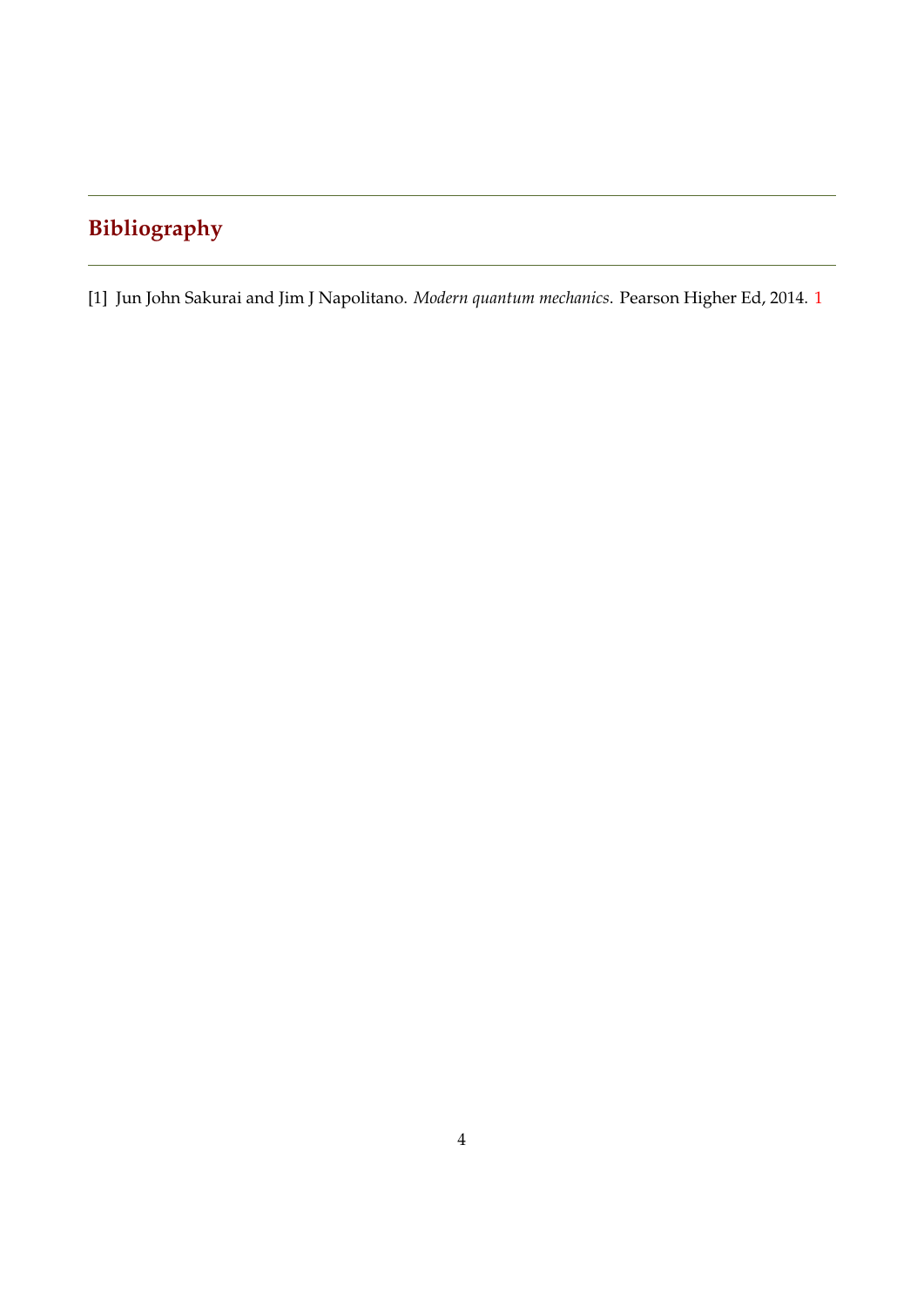# Bibliography

[1] Jun John Sakurai and Jim J Napolitano. *Modern quantum mechanics*. Pearson Higher Ed, 2014. 1